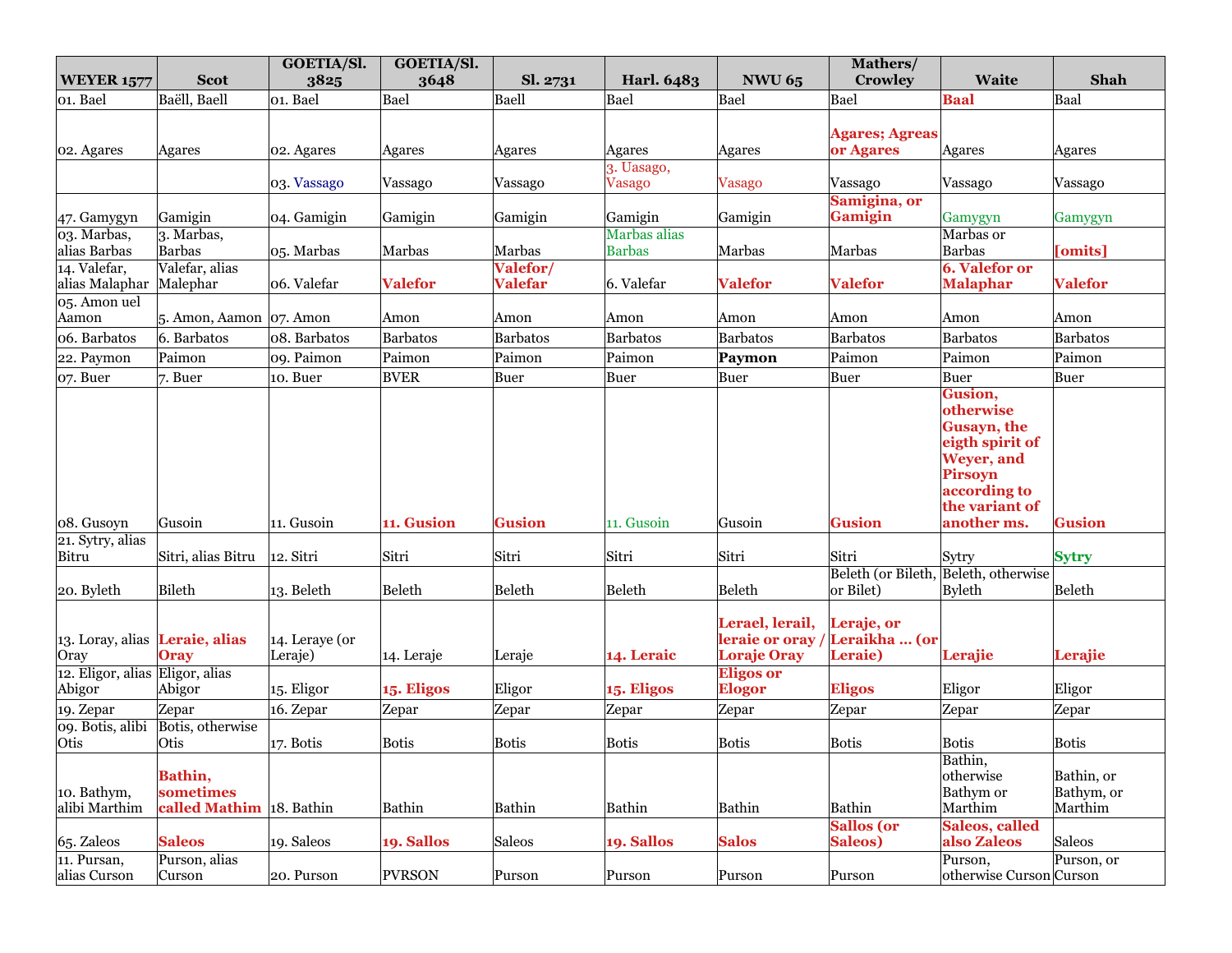| WEYER 1577 | Scot | GOETIA/Sl. 3825 | GOETIA/Sl. 3648 | Sl. 2731 | Harl. 6483 | NWU 65 | Mathers/ Crowley | Waite | Shah |
|---|---|---|---|---|---|---|---|---|---|
| 01. Bael | Baëll, Baell | 01. Bael | Bael | Baell | Bael | Bael | Bael | **Baal** | Baal |
| 02. Agares | Agares | 02. Agares | Agares | Agares | Agares | Agares | **Agares; Agreas or Agares** | Agares | Agares |
| | | 03. Vassago | Vassago | Vassago | 3. Uasago, Vasago | Vasago | Vassago | Vassago | Vassago |
| 47. Gamygyn | Gamigin | 04. Gamigin | Gamigin | Gamigin | Gamigin | Gamigin | **Samigina, or Gamigin** | Gamygyn | Gamygyn |
| 03. Marbas, alias Barbas | 3. Marbas, Barbas | 05. Marbas | Marbas | Marbas | Marbas alias Barbas | Marbas | Marbas | Marbas or Barbas | **[omits]** |
| 14. Valefar, alias Malaphar | Valefar, alias Malephar | 06. Valefar | **Valefor** | **Valefor/ Valefar** | 6. Valefar | **Valefor** | **Valefor** | **6. Valefor or Malaphar** | **Valefor** |
| 05. Amon uel Aamon | 5. Amon, Aamon | 07. Amon | Amon | Amon | Amon | Amon | Amon | Amon | Amon |
| 06. Barbatos | 6. Barbatos | 08. Barbatos | Barbatos | Barbatos | Barbatos | Barbatos | Barbatos | Barbatos | Barbatos |
| 22. Paymon | Paimon | 09. Paimon | Paimon | Paimon | Paimon | **Paymon** | Paimon | Paimon | Paimon |
| 07. Buer | 7. Buer | 10. Buer | BVER | Buer | Buer | Buer | Buer | Buer | Buer |
| 08. Gusoyn | Gusoin | 11. Gusoin | **11. Gusion** | **Gusion** | 11. Gusoin | Gusoin | **Gusion** | **Gusion, otherwise Gusayn, the eigth spirit of Weyer, and Pirsoyn according to the variant of another ms.** | **Gusion** |
| 21. Sytry, alias Bitru | Sitri, alias Bitru | 12. Sitri | Sitri | Sitri | Sitri | Sitri | Sitri | Sytry | **Sytry** |
| 20. Byleth | Bileth | 13. Beleth | Beleth | Beleth | Beleth | Beleth | Beleth (or Bileth, or Bilet) | Beleth, otherwise Byleth | Beleth |
| 13. Loray, alias Oray | **Leraie, alias Oray** | 14. Leraye (or Leraje) | 14. Leraje | Leraje | **14. Leraic** | **Lerael, lerail, leraie or oray / Loraje Oray** | **Leraje, or Leraikha ... (or Leraie)** | **Lerajie** | **Lerajie** |
| 12. Eligor, alias Abigor | Eligor, alias Abigor | 15. Eligor | **15. Eligos** | Eligor | **15. Eligos** | **Eligos or Elogor** | **Eligos** | Eligor | Eligor |
| 19. Zepar | Zepar | 16. Zepar | Zepar | Zepar | Zepar | Zepar | Zepar | Zepar | Zepar |
| 09. Botis, alibi Otis | Botis, otherwise Otis | 17. Botis | Botis | Botis | Botis | Botis | Botis | Botis | Botis |
| 10. Bathym, alibi Marthim | **Bathin, sometimes called Mathim** | 18. Bathin | Bathin | Bathin | Bathin | Bathin | Bathin | Bathin, otherwise Bathym or Marthim | Bathin, or Bathym, or Marthim |
| 65. Zaleos | **Saleos** | 19. Saleos | **19. Sallos** | Saleos | **19. Sallos** | **Salos** | **Sallos (or Saleos)** | **Saleos, called also Zaleos** | Saleos |
| 11. Pursan, alias Curson | Purson, alias Curson | 20. Purson | PVRSON | Purson | Purson | Purson | Purson | Purson, otherwise Curson | Purson, or Curson |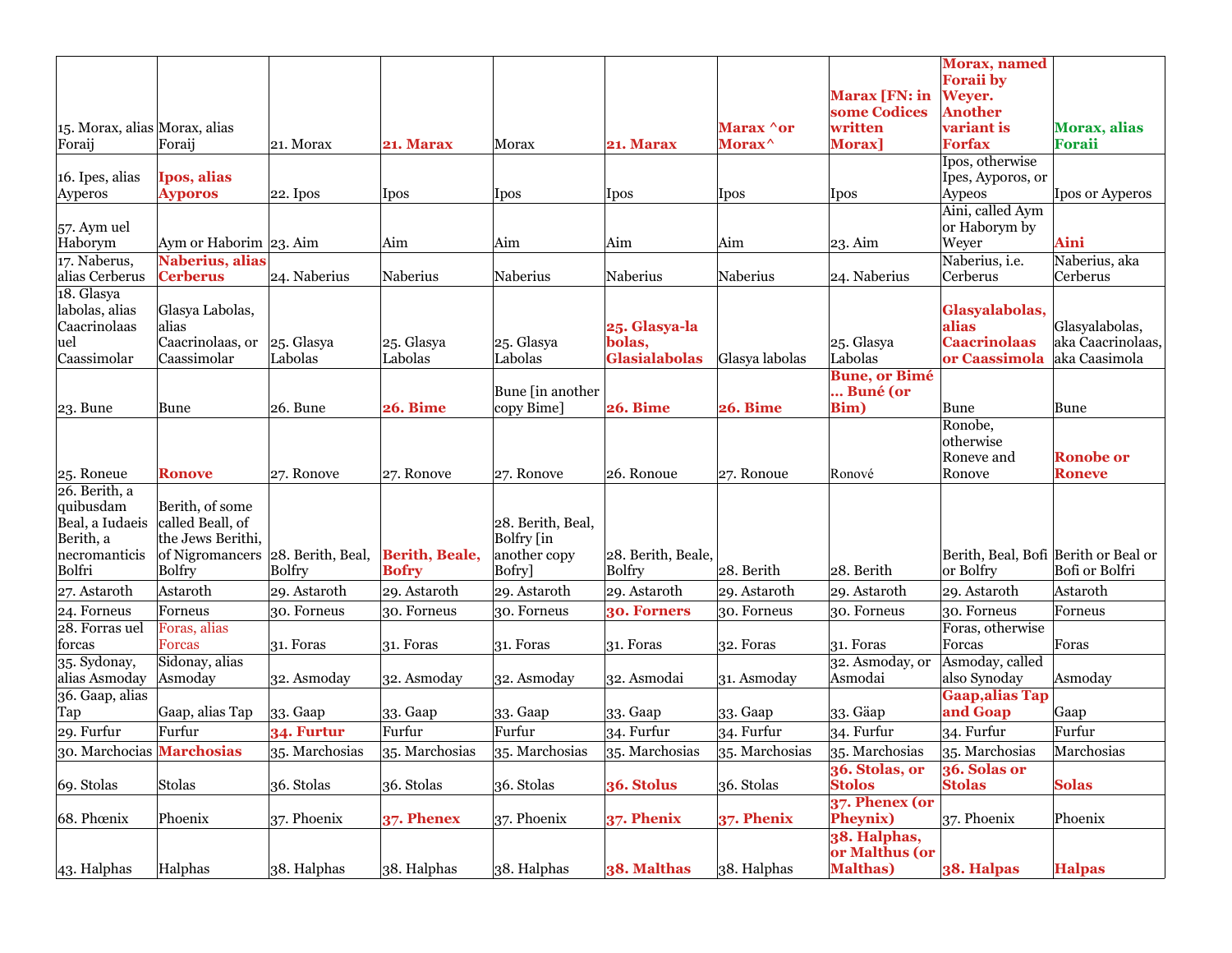| 15. Morax, alias Foraij | Morax, alias Foraij | 21. Morax | **21. Marax** | Morax | **21. Marax** | **Marax ^or Morax^** | **Marax [FN: in some Codices written Morax]** | **Morax, named Foraii by Weyer. Another variant is Forfax** | **Morax, alias Foraii** |
|---|---|---|---|---|---|---|---|---|---|
| 16. Ipes, alias Ayperos | **Ipos, alias Ayporos** | 22. Ipos | Ipos | Ipos | Ipos | Ipos | Ipos | Ipos, otherwise Ipes, Ayporos, or Aypeos | Ipos or Ayperos |
| 57. Aym uel Haborym | Aym or Haborim | 23. Aim | Aim | Aim | Aim | Aim | 23. Aim | Aini, called Aym or Haborym by Weyer | **Aini** |
| 17. Naberus, alias Cerberus | **Naberius, alias Cerberus** | 24. Naberius | Naberius | Naberius | Naberius | Naberius | 24. Naberius | Naberius, i.e. Cerberus | Naberius, aka Cerberus |
| 18. Glasya labolas, alias Caacrinolaas uel Caassimolar | Glasya Labolas, alias Caacrinolaas, or Caassimolar | 25. Glasya Labolas | 25. Glasya Labolas | 25. Glasya Labolas | **25. Glasya-la bolas, Glasialabolas** | Glasya labolas | 25. Glasya Labolas | **Glasyalabolas, alias Caacrinolaas or Caassimola** | Glasyalabolas, aka Caacrinolaas, aka Caasimola |
| 23. Bune | Bune | 26. Bune | **26. Bime** | Bune [in another copy Bime] | **26. Bime** | **26. Bime** | **Bune, or Bimé … Buné (or Bim)** | Bune | Bune |
| 25. Roneue | **Ronove** | 27. Ronove | 27. Ronove | 27. Ronove | 26. Ronoue | 27. Ronoue | Ronové | Ronobe, otherwise Roneve and Ronove | **Ronobe or Roneve** |
| 26. Berith, a quibusdam Beal, a Iudaeis Berith, a necromanticis Bolfri | Berith, of some called Beall, of the Jews Berithi, of Nigromancers Bolfry | 28. Berith, Beal, Bolfry | **Berith, Beale, Bofry** | 28. Berith, Beal, Bolfry [in another copy Bofry] | 28. Berith, Beale, Bolfry | 28. Berith | 28. Berith | Berith, Beal, Bofi or Bolfry | Berith or Beal or Bofi or Bolfri |
| 27. Astaroth | Astaroth | 29. Astaroth | 29. Astaroth | 29. Astaroth | 29. Astaroth | 29. Astaroth | 29. Astaroth | 29. Astaroth | Astaroth |
| 24. Forneus | Forneus | 30. Forneus | 30. Forneus | 30. Forneus | **30. Forners** | 30. Forneus | 30. Forneus | 30. Forneus | Forneus |
| 28. Forras uel forcas | Foras, alias Forcas | 31. Foras | 31. Foras | 31. Foras | 31. Foras | 32. Foras | 31. Foras | Foras, otherwise Forcas | Foras |
| 35. Sydonay, alias Asmoday | Sidonay, alias Asmoday | 32. Asmoday | 32. Asmoday | 32. Asmoday | 32. Asmodai | 31. Asmoday | 32. Asmoday, or Asmodai | Asmoday, called also Synoday | Asmoday |
| 36. Gaap, alias Tap | Gaap, alias Tap | 33. Gaap | 33. Gaap | 33. Gaap | 33. Gaap | 33. Gaap | 33. Gäap | **Gaap,alias Tap and Goap** | Gaap |
| 29. Furfur | Furfur | **34. Furtur** | Furfur | Furfur | 34. Furfur | 34. Furfur | 34. Furfur | 34. Furfur | Furfur |
| 30. Marchocias | **Marchosias** | 35. Marchosias | 35. Marchosias | 35. Marchosias | 35. Marchosias | 35. Marchosias | 35. Marchosias | 35. Marchosias | Marchosias |
| 69. Stolas | Stolas | 36. Stolas | 36. Stolas | 36. Stolas | **36. Stolus** | 36. Stolas | **36. Stolas, or Stolos** | **36. Solas or Stolas** | **Solas** |
| 68. Phœnix | Phoenix | 37. Phoenix | **37. Phenex** | 37. Phoenix | **37. Phenix** | **37. Phenix** | **37. Phenex (or Pheynix)** | 37. Phoenix | Phoenix |
| 43. Halphas | Halphas | 38. Halphas | 38. Halphas | 38. Halphas | **38. Malthas** | 38. Halphas | **38. Halphas, or Malthus (or Malthas)** | **38. Halpas** | **Halpas** |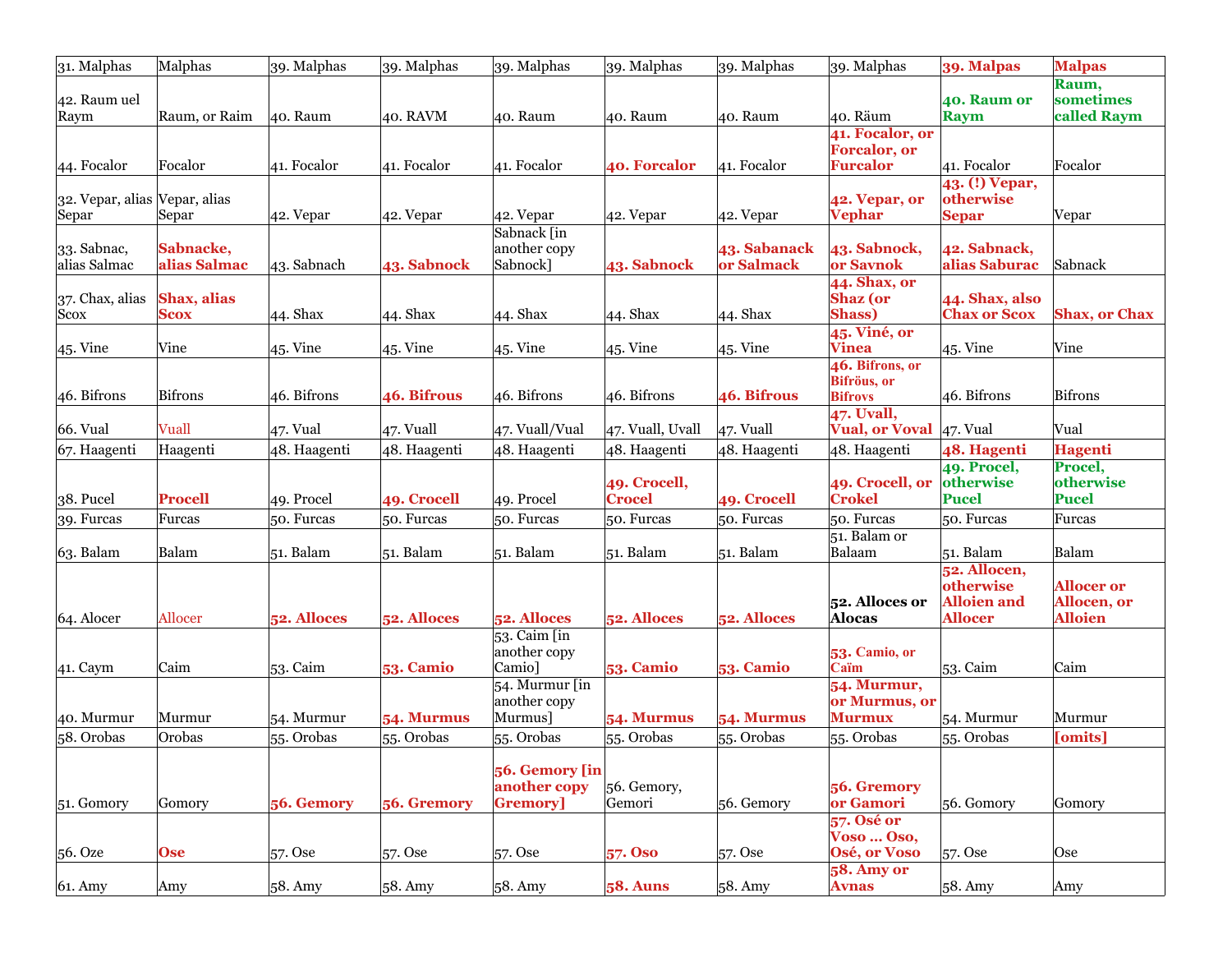| 31. Malphas | Malphas | 39. Malphas | 39. Malphas | 39. Malphas | 39. Malphas | 39. Malphas | 39. Malphas | **39. Malpas** | **Malpas** |
|---|---|---|---|---|---|---|---|---|---|
| 42. Raum uel Raym | Raum, or Raim | 40. Raum | 40. RAVM | 40. Raum | 40. Raum | 40. Raum | 40. Räum | **40. Raum or Raym** | **Raum, sometimes called Raym** |
| 44. Focalor | Focalor | 41. Focalor | 41. Focalor | 41. Focalor | **40. Forcalor** | 41. Focalor | **41. Focalor, or Forcalor, or Furcalor** | 41. Focalor | Focalor |
| 32. Vepar, alias Separ | Vepar, alias Separ | 42. Vepar | 42. Vepar | 42. Vepar | 42. Vepar | 42. Vepar | **42. Vepar, or Vephar** | **43. (!) Vepar, otherwise Separ** | Vepar |
| 33. Sabnac, alias Salmac | **Sabnacke, alias Salmac** | 43. Sabnach | **43. Sabnock** | Sabnack [in another copy Sabnock] | **43. Sabnock** | **43. Sabanack or Salmack** | **43. Sabnock, or Savnok** | **42. Sabnack, alias Saburac** | Sabnack |
| 37. Chax, alias Scox | **Shax, alias Scox** | 44. Shax | 44. Shax | 44. Shax | 44. Shax | 44. Shax | **44. Shax, or Shaz (or Shass)** | **44. Shax, also Chax or Scox** | **Shax, or Chax** |
| 45. Vine | Vine | 45. Vine | 45. Vine | 45. Vine | 45. Vine | 45. Vine | **45. Viné, or Vinea** | 45. Vine | Vine |
| 46. Bifrons | Bifrons | 46. Bifrons | **46. Bifrous** | 46. Bifrons | 46. Bifrons | **46. Bifrous** | **46. Bifrons, or Bifröus, or Bifrovs** | 46. Bifrons | Bifrons |
| 66. Vual | Vuall | 47. Vual | 47. Vuall | 47. Vuall/Vual | 47. Vuall, Uvall | 47. Vuall | **47. Uvall, Vual, or Voval** | 47. Vual | Vual |
| 67. Haagenti | Haagenti | 48. Haagenti | 48. Haagenti | 48. Haagenti | 48. Haagenti | 48. Haagenti | 48. Haagenti | **48. Hagenti** | **Hagenti** |
| 38. Pucel | **Procell** | 49. Procel | **49. Crocell** | 49. Procel | **49. Crocell, Crocel** | **49. Crocell** | **49. Crocell, or Crokel** | **49. Procel, otherwise Pucel** | **Procel, otherwise Pucel** |
| 39. Furcas | Furcas | 50. Furcas | 50. Furcas | 50. Furcas | 50. Furcas | 50. Furcas | 50. Furcas | 50. Furcas | Furcas |
| 63. Balam | Balam | 51. Balam | 51. Balam | 51. Balam | 51. Balam | 51. Balam | 51. Balam or Balaam | 51. Balam | Balam |
| 64. Alocer | Allocer | **52. Alloces** | **52. Alloces** | **52. Alloces** | **52. Alloces** | **52. Alloces** | **52. Alloces or Alocas** | **52. Allocen, otherwise Alloien and Allocer** | **Allocer or Allocen, or Alloien** |
| 41. Caym | Caim | 53. Caim | **53. Camio** | 53. Caim [in another copy Camio] | **53. Camio** | **53. Camio** | **53. Camio, or Caïm** | 53. Caim | Caim |
| 40. Murmur | Murmur | 54. Murmur | **54. Murmus** | 54. Murmur [in another copy Murmus] | **54. Murmus** | **54. Murmus** | **54. Murmur, or Murmus, or Murmux** | 54. Murmur | Murmur |
| 58. Orobas | Orobas | 55. Orobas | 55. Orobas | 55. Orobas | 55. Orobas | 55. Orobas | 55. Orobas | 55. Orobas | **[omits]** |
| 51. Gomory | Gomory | **56. Gemory** | **56. Gremory** | **56. Gemory [in another copy Gremory]** | 56. Gemory, Gemori | 56. Gemory | **56. Gremory or Gamori** | 56. Gomory | Gomory |
| 56. Oze | **Ose** | 57. Ose | 57. Ose | 57. Ose | **57. Oso** | 57. Ose | **57. Osé or Voso ... Oso, Osé, or Voso** | 57. Ose | Ose |
| 61. Amy | Amy | 58. Amy | 58. Amy | 58. Amy | **58. Auns** | 58. Amy | **58. Amy or Avnas** | 58. Amy | Amy |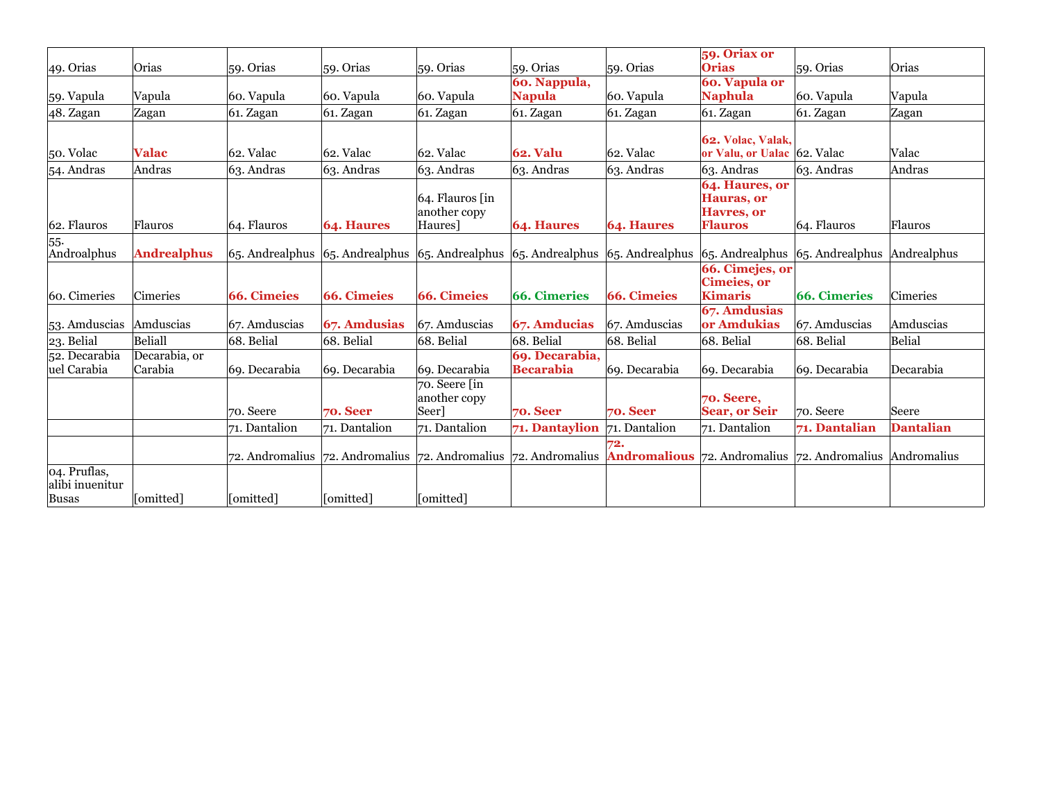| | | | | | | | | | |
|---|---|---|---|---|---|---|---|---|---|
| 49. Orias | Orias | 59. Orias | 59. Orias | 59. Orias | 59. Orias | 59. Orias | **59. Oriax or Orias** | 59. Orias | Orias |
| 59. Vapula | Vapula | 60. Vapula | 60. Vapula | 60. Vapula | **60. Nappula, Napula** | 60. Vapula | **60. Vapula or Naphula** | 60. Vapula | Vapula |
| 48. Zagan | Zagan | 61. Zagan | 61. Zagan | 61. Zagan | 61. Zagan | 61. Zagan | 61. Zagan | 61. Zagan | Zagan |
| 50. Volac | **Valac** | 62. Valac | 62. Valac | 62. Valac | **62. Valu** | 62. Valac | **62. Volac, Valak, or Valu, or Ualac** | 62. Valac | Valac |
| 54. Andras | Andras | 63. Andras | 63. Andras | 63. Andras | 63. Andras | 63. Andras | 63. Andras | 63. Andras | Andras |
| 62. Flauros | Flauros | 64. Flauros | **64. Haures** | 64. Flauros [in another copy Haures] | **64. Haures** | **64. Haures** | **64. Haures, or Hauras, or Havres, or Flauros** | 64. Flauros | Flauros |
| 55. Androalphus | **Andrealphus** | 65. Andrealphus | 65. Andrealphus | 65. Andrealphus | 65. Andrealphus | 65. Andrealphus | 65. Andrealphus | 65. Andrealphus | Andrealphus |
| 60. Cimeries | Cimeries | **66. Cimeies** | **66. Cimeies** | **66. Cimeies** | **66. Cimeries** | **66. Cimeies** | **66. Cimejes, or Cimeies, or Kimaris** | **66. Cimeries** | Cimeries |
| 53. Amduscias | Amduscias | 67. Amduscias | **67. Amdusias** | 67. Amduscias | **67. Amducias** | 67. Amduscias | **67. Amdusias or Amdukias** | 67. Amduscias | Amduscias |
| 23. Belial | Beliall | 68. Belial | 68. Belial | 68. Belial | 68. Belial | 68. Belial | 68. Belial | 68. Belial | Belial |
| 52. Decarabia uel Carabia | Decarabia, or Carabia | 69. Decarabia | 69. Decarabia | 69. Decarabia | **69. Decarabia, Becarabia** | 69. Decarabia | 69. Decarabia | 69. Decarabia | Decarabia |
| | | 70. Seere | **70. Seer** | 70. Seere [in another copy Seer] | **70. Seer** | **70. Seer** | **70. Seere, Sear, or Seir** | 70. Seere | Seere |
| | | 71. Dantalion | 71. Dantalion | 71. Dantalion | **71. Dantaylion** | 71. Dantalion | 71. Dantalion | **71. Dantalian** | **Dantalian** |
| | | 72. Andromalius | 72. Andromalius | 72. Andromalius | 72. Andromalius | **72. Andromalious** | 72. Andromalius | 72. Andromalius | Andromalius |
| 04. Pruflas, alibi inuenitur Busas | [omitted] | [omitted] | [omitted] | [omitted] | | | | | |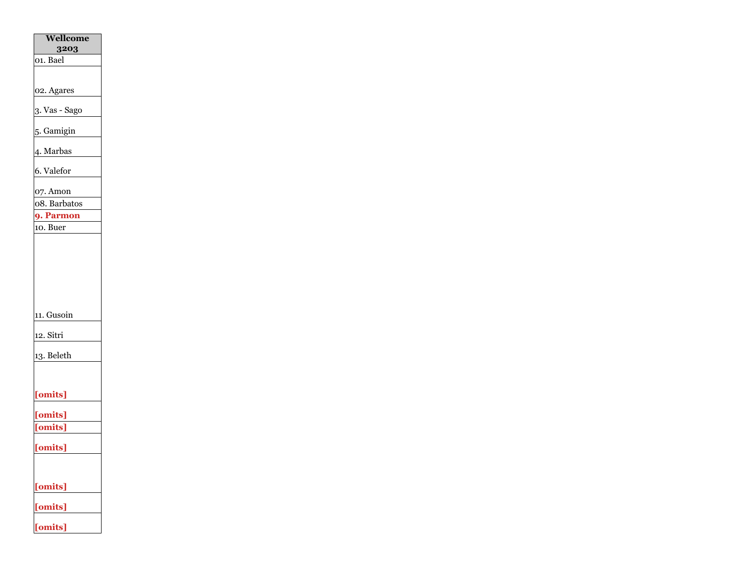| Wellcome 3203 |
|---|
| 01. Bael |
| 02. Agares |
| 3. Vas - Sago |
| 5. Gamigin |
| 4. Marbas |
| 6. Valefor |
| 07. Amon |
| 08. Barbatos |
| **9. Parmon** |
| 10. Buer |
| 11. Gusoin |
| 12. Sitri |
| 13. Beleth |
| **[omits]** |
| **[omits]** |
| **[omits]** |
| **[omits]** |
| **[omits]** |
| **[omits]** |
| **[omits]** |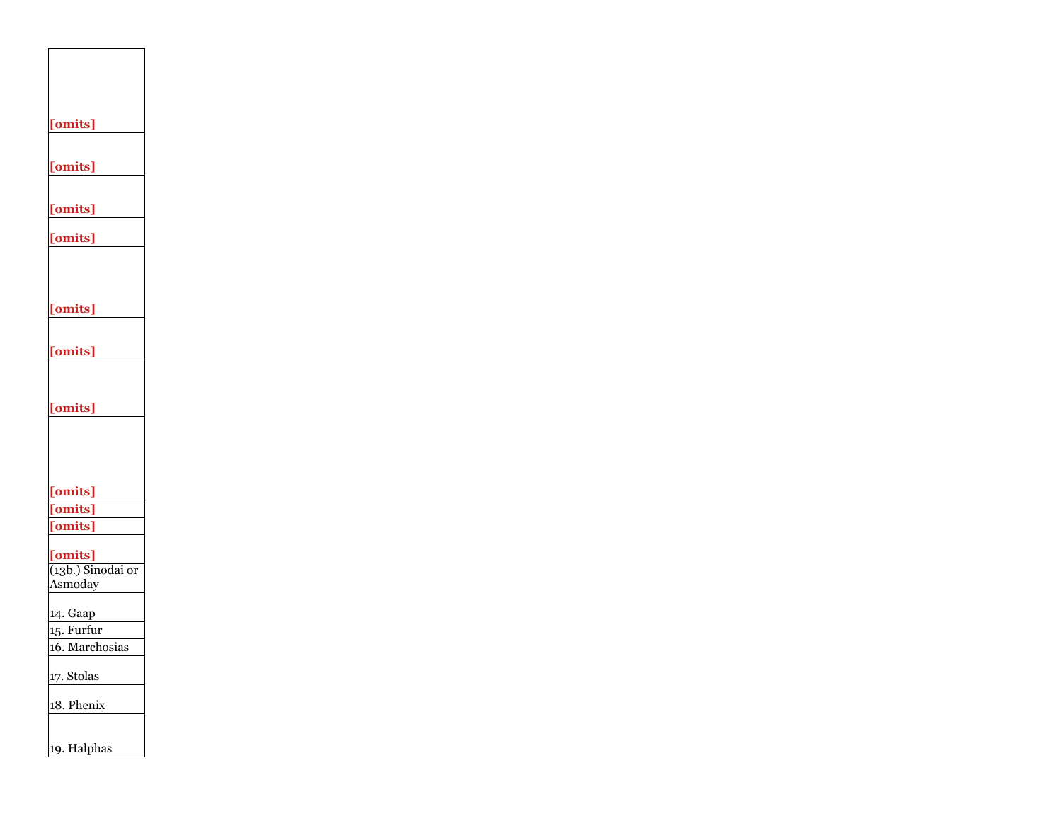| |
|---|
| **[omits]** |
| **[omits]** |
| **[omits]** |
| **[omits]** |
| **[omits]** |
| **[omits]** |
| **[omits]** |
| **[omits]** |
| **[omits]** |
| **[omits]** |
| **[omits]** |
| (13b.) Sinodai or Asmoday |
| 14. Gaap |
| 15. Furfur |
| 16. Marchosias |
| 17. Stolas |
| 18. Phenix |
| 19. Halphas |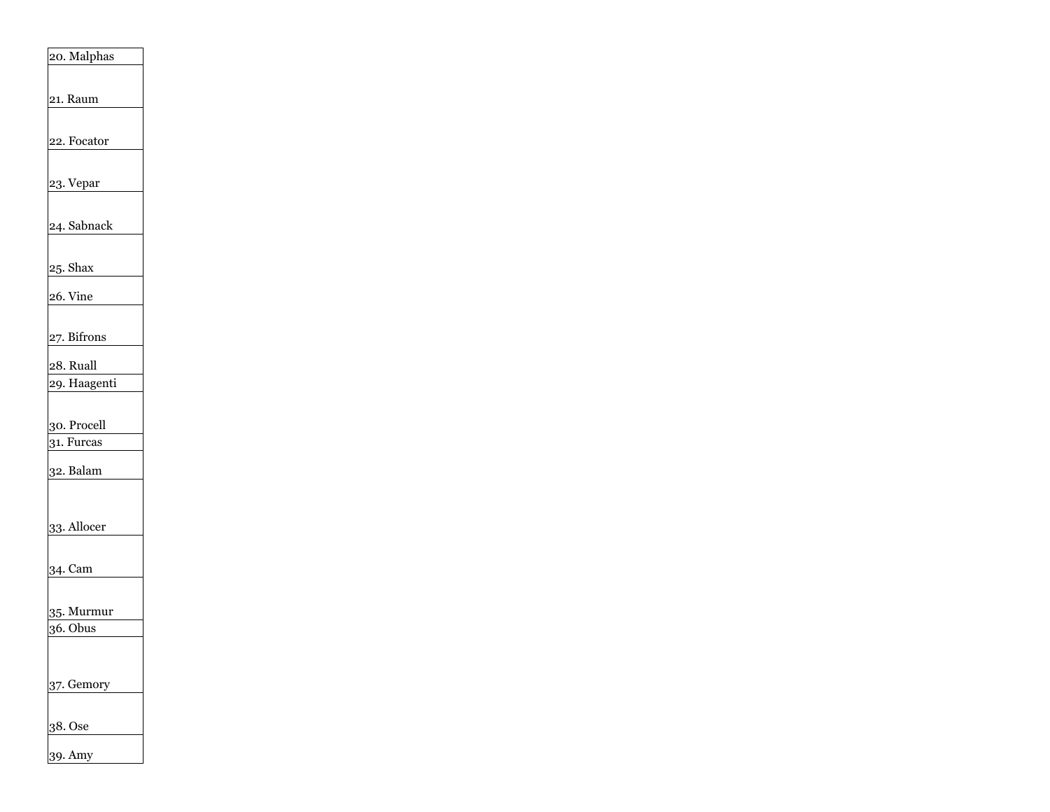| 20. Malphas |
|---|
| 21. Raum |
| 22. Focator |
| 23. Vepar |
| 24. Sabnack |
| 25. Shax |
| 26. Vine |
| 27. Bifrons |
| 28. Ruall |
| 29. Haagenti |
| 30. Procell |
| 31. Furcas |
| 32. Balam |
| 33. Allocer |
| 34. Cam |
| 35. Murmur |
| 36. Obus |
| 37. Gemory |
| 38. Ose |
| 39. Amy |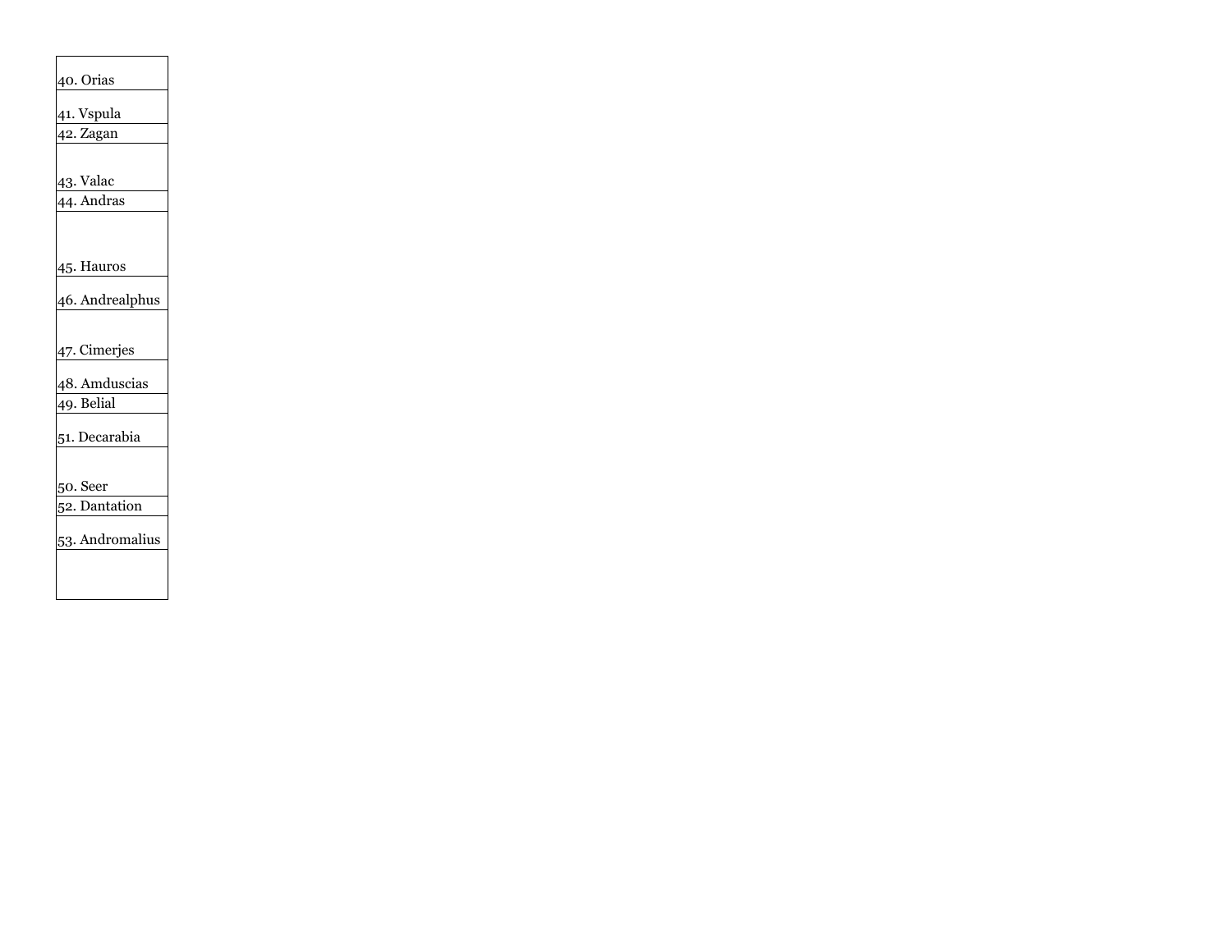| |
|---|
| 40. Orias |
| 41. Vspula |
| 42. Zagan |
| 43. Valac |
| 44. Andras |
| 45. Hauros |
| 46. Andrealphus |
| 47. Cimerjes |
| 48. Amduscias |
| 49. Belial |
| 51. Decarabia |
| 50. Seer |
| 52. Dantation |
| 53. Andromalius |
| |